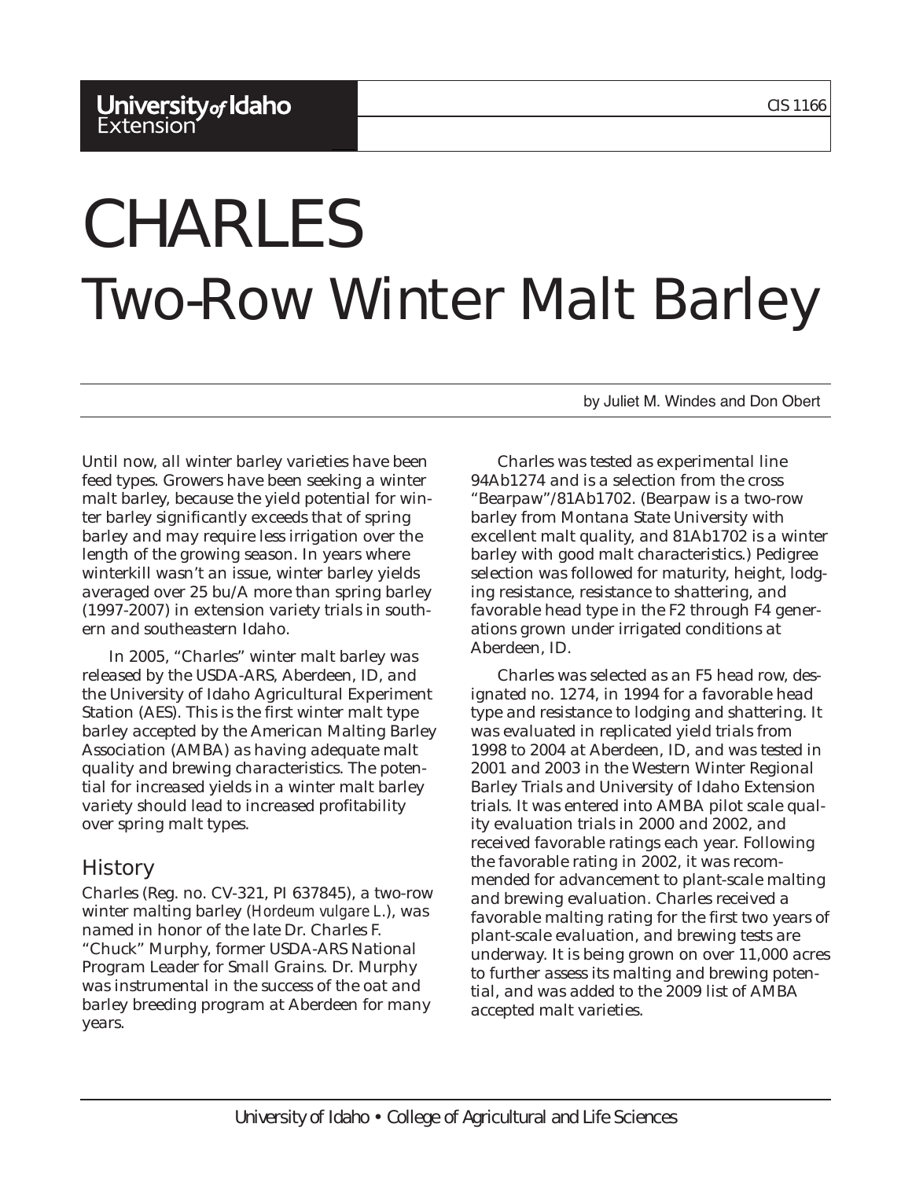University of Idaho Extension

CIS 1166

# CHARLES
# Two-Row Winter Malt Barley

by Juliet M. Windes and Don Obert

*Until now, all winter barley varieties have been feed types. Growers have been seeking a winter malt barley, because the yield potential for winter barley significantly exceeds that of spring barley and may require less irrigation over the length of the growing season. In years where winterkill wasn't an issue, winter barley yields averaged over 25 bu/A more than spring barley (1997-2007) in extension variety trials in southern and southeastern Idaho.*

*In 2005, "Charles" winter malt barley was released by the USDA-ARS, Aberdeen, ID, and the University of Idaho Agricultural Experiment Station (AES). This is the first winter malt type barley accepted by the American Malting Barley Association (AMBA) as having adequate malt quality and brewing characteristics. The potential for increased yields in a winter malt barley variety should lead to increased profitability over spring malt types.*

## History

Charles (Reg. no. CV-321, PI 637845), a two-row winter malting barley (*Hordeum vulgare L.*), was named in honor of the late Dr. Charles F. "Chuck" Murphy, former USDA-ARS National Program Leader for Small Grains. Dr. Murphy was instrumental in the success of the oat and barley breeding program at Aberdeen for many years.

Charles was tested as experimental line 94Ab1274 and is a selection from the cross "Bearpaw"/81Ab1702. (Bearpaw is a two-row barley from Montana State University with excellent malt quality, and 81Ab1702 is a winter barley with good malt characteristics.) Pedigree selection was followed for maturity, height, lodging resistance, resistance to shattering, and favorable head type in the F2 through F4 generations grown under irrigated conditions at Aberdeen, ID.

Charles was selected as an F5 head row, designated no. 1274, in 1994 for a favorable head type and resistance to lodging and shattering. It was evaluated in replicated yield trials from 1998 to 2004 at Aberdeen, ID, and was tested in 2001 and 2003 in the Western Winter Regional Barley Trials and University of Idaho Extension trials. It was entered into AMBA pilot scale quality evaluation trials in 2000 and 2002, and received favorable ratings each year. Following the favorable rating in 2002, it was recommended for advancement to plant-scale malting and brewing evaluation. Charles received a favorable malting rating for the first two years of plant-scale evaluation, and brewing tests are underway. It is being grown on over 11,000 acres to further assess its malting and brewing potential, and was added to the 2009 list of AMBA accepted malt varieties.

University of Idaho • College of Agricultural and Life Sciences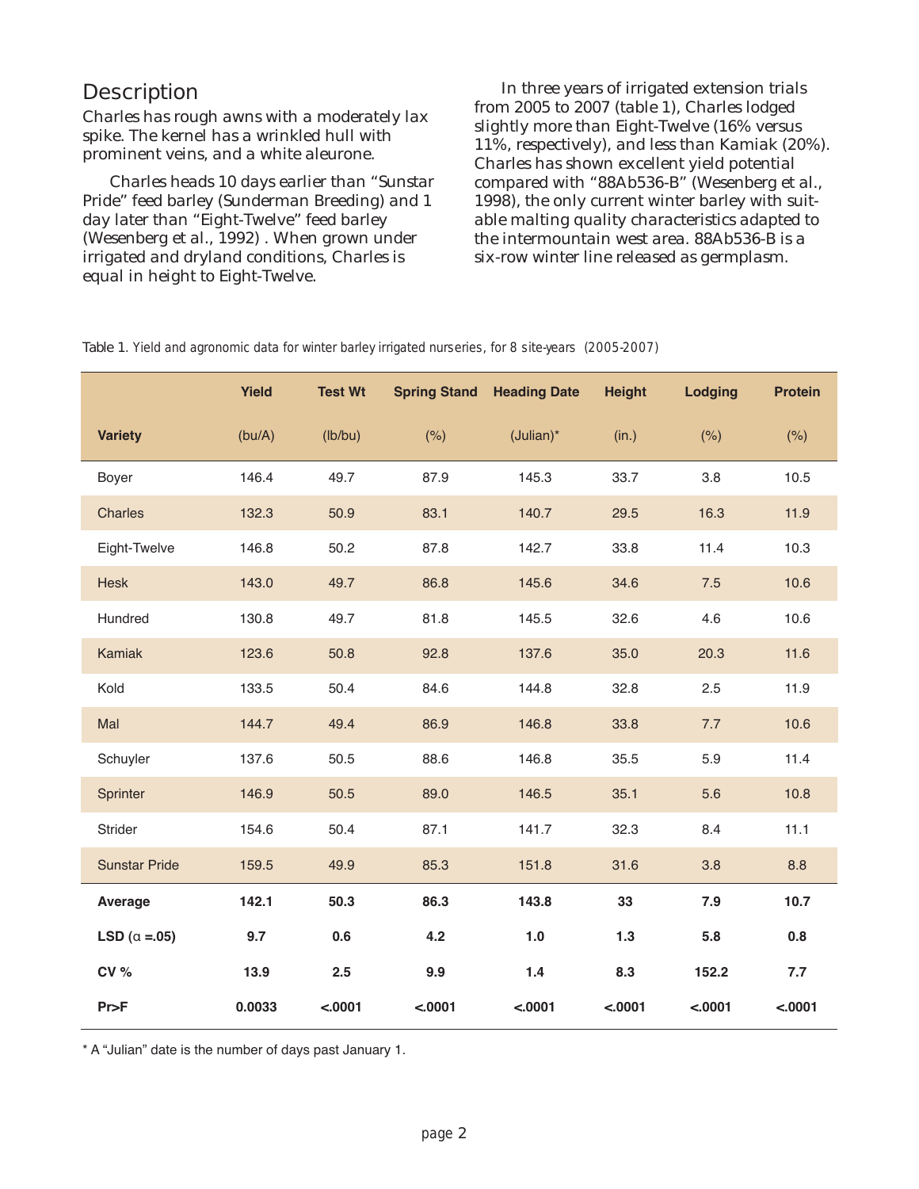## Description

Charles has rough awns with a moderately lax spike. The kernel has a wrinkled hull with prominent veins, and a white aleurone.

Charles heads 10 days earlier than "Sunstar Pride" feed barley (Sunderman Breeding) and 1 day later than "Eight-Twelve" feed barley (Wesenberg et al., 1992) . When grown under irrigated and dryland conditions, Charles is equal in height to Eight-Twelve.

In three years of irrigated extension trials from 2005 to 2007 (table 1), Charles lodged slightly more than Eight-Twelve (16% versus 11%, respectively), and less than Kamiak (20%). Charles has shown excellent yield potential compared with "88Ab536-B" (Wesenberg et al., 1998), the only current winter barley with suitable malting quality characteristics adapted to the intermountain west area. 88Ab536-B is a six-row winter line released as germplasm.

Table 1. *Yield and agronomic data for winter barley irrigated nurseries, for 8 site-years (2005-2007)*

| | Yield | Test Wt | Spring Stand | Heading Date | Height | Lodging | Protein |
|---|---|---|---|---|---|---|---|
| **Variety** | (bu/A) | (lb/bu) | (%) | (Julian)* | (in.) | (%) | (%) |
| Boyer | 146.4 | 49.7 | 87.9 | 145.3 | 33.7 | 3.8 | 10.5 |
| Charles | 132.3 | 50.9 | 83.1 | 140.7 | 29.5 | 16.3 | 11.9 |
| Eight-Twelve | 146.8 | 50.2 | 87.8 | 142.7 | 33.8 | 11.4 | 10.3 |
| Hesk | 143.0 | 49.7 | 86.8 | 145.6 | 34.6 | 7.5 | 10.6 |
| Hundred | 130.8 | 49.7 | 81.8 | 145.5 | 32.6 | 4.6 | 10.6 |
| Kamiak | 123.6 | 50.8 | 92.8 | 137.6 | 35.0 | 20.3 | 11.6 |
| Kold | 133.5 | 50.4 | 84.6 | 144.8 | 32.8 | 2.5 | 11.9 |
| Mal | 144.7 | 49.4 | 86.9 | 146.8 | 33.8 | 7.7 | 10.6 |
| Schuyler | 137.6 | 50.5 | 88.6 | 146.8 | 35.5 | 5.9 | 11.4 |
| Sprinter | 146.9 | 50.5 | 89.0 | 146.5 | 35.1 | 5.6 | 10.8 |
| Strider | 154.6 | 50.4 | 87.1 | 141.7 | 32.3 | 8.4 | 11.1 |
| Sunstar Pride | 159.5 | 49.9 | 85.3 | 151.8 | 31.6 | 3.8 | 8.8 |
| **Average** | **142.1** | **50.3** | **86.3** | **143.8** | **33** | **7.9** | **10.7** |
| **LSD ($\alpha$ =.05)** | **9.7** | **0.6** | **4.2** | **1.0** | **1.3** | **5.8** | **0.8** |
| **CV %** | **13.9** | **2.5** | **9.9** | **1.4** | **8.3** | **152.2** | **7.7** |
| **Pr>F** | **0.0033** | **<.0001** | **<.0001** | **<.0001** | **<.0001** | **<.0001** | **<.0001** |

\* A "Julian" date is the number of days past January 1.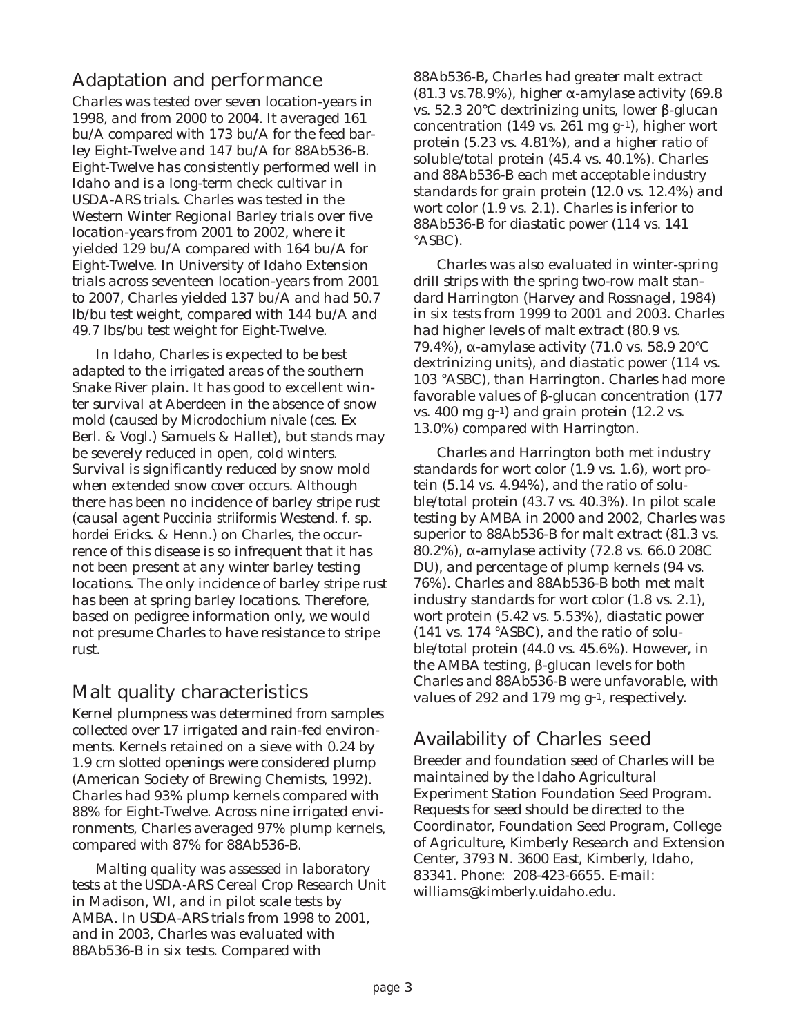## Adaptation and performance

Charles was tested over seven location-years in 1998, and from 2000 to 2004. It averaged 161 bu/A compared with 173 bu/A for the feed barley Eight-Twelve and 147 bu/A for 88Ab536-B. Eight-Twelve has consistently performed well in Idaho and is a long-term check cultivar in USDA-ARS trials. Charles was tested in the Western Winter Regional Barley trials over five location-years from 2001 to 2002, where it yielded 129 bu/A compared with 164 bu/A for Eight-Twelve. In University of Idaho Extension trials across seventeen location-years from 2001 to 2007, Charles yielded 137 bu/A and had 50.7 lb/bu test weight, compared with 144 bu/A and 49.7 lbs/bu test weight for Eight-Twelve.

In Idaho, Charles is expected to be best adapted to the irrigated areas of the southern Snake River plain. It has good to excellent winter survival at Aberdeen in the absence of snow mold (caused by *Microdochium nivale* (ces. Ex Berl. & Vogl.) Samuels & Hallet), but stands may be severely reduced in open, cold winters. Survival is significantly reduced by snow mold when extended snow cover occurs. Although there has been no incidence of barley stripe rust (causal agent *Puccinia striiformis* Westend. f. sp. *hordei* Ericks. & Henn.) on Charles, the occurrence of this disease is so infrequent that it has not been present at any winter barley testing locations. The only incidence of barley stripe rust has been at spring barley locations. Therefore, based on pedigree information only, we would not presume Charles to have resistance to stripe rust.

## Malt quality characteristics

Kernel plumpness was determined from samples collected over 17 irrigated and rain-fed environments. Kernels retained on a sieve with 0.24 by 1.9 cm slotted openings were considered plump (American Society of Brewing Chemists, 1992). Charles had 93% plump kernels compared with 88% for Eight-Twelve. Across nine irrigated environments, Charles averaged 97% plump kernels, compared with 87% for 88Ab536-B.

Malting quality was assessed in laboratory tests at the USDA-ARS Cereal Crop Research Unit in Madison, WI, and in pilot scale tests by AMBA. In USDA-ARS trials from 1998 to 2001, and in 2003, Charles was evaluated with 88Ab536-B in six tests. Compared with 88Ab536-B, Charles had greater malt extract (81.3 vs.78.9%), higher α-amylase activity (69.8 vs. 52.3 20°C dextrinizing units, lower β-glucan concentration (149 vs. 261 mg $g^{-1}$), higher wort protein (5.23 vs. 4.81%), and a higher ratio of soluble/total protein (45.4 vs. 40.1%). Charles and 88Ab536-B each met acceptable industry standards for grain protein (12.0 vs. 12.4%) and wort color (1.9 vs. 2.1). Charles is inferior to 88Ab536-B for diastatic power (114 vs. 141 °ASBC).

Charles was also evaluated in winter-spring drill strips with the spring two-row malt standard Harrington (Harvey and Rossnagel, 1984) in six tests from 1999 to 2001 and 2003. Charles had higher levels of malt extract (80.9 vs. 79.4%), α-amylase activity (71.0 vs. 58.9 20°C dextrinizing units), and diastatic power (114 vs. 103 °ASBC), than Harrington. Charles had more favorable values of β-glucan concentration (177 vs. 400 mg $g^{-1}$) and grain protein (12.2 vs. 13.0%) compared with Harrington.

Charles and Harrington both met industry standards for wort color (1.9 vs. 1.6), wort protein (5.14 vs. 4.94%), and the ratio of soluble/total protein (43.7 vs. 40.3%). In pilot scale testing by AMBA in 2000 and 2002, Charles was superior to 88Ab536-B for malt extract (81.3 vs. 80.2%), α-amylase activity (72.8 vs. 66.0 208C DU), and percentage of plump kernels (94 vs. 76%). Charles and 88Ab536-B both met malt industry standards for wort color (1.8 vs. 2.1), wort protein (5.42 vs. 5.53%), diastatic power (141 vs. 174 °ASBC), and the ratio of soluble/total protein (44.0 vs. 45.6%). However, in the AMBA testing, β-glucan levels for both Charles and 88Ab536-B were unfavorable, with values of 292 and 179 mg $g^{-1}$, respectively.

## Availability of Charles seed

Breeder and foundation seed of Charles will be maintained by the Idaho Agricultural Experiment Station Foundation Seed Program. Requests for seed should be directed to the Coordinator, Foundation Seed Program, College of Agriculture, Kimberly Research and Extension Center, 3793 N. 3600 East, Kimberly, Idaho, 83341. Phone: 208-423-6655. E-mail: williams@kimberly.uidaho.edu.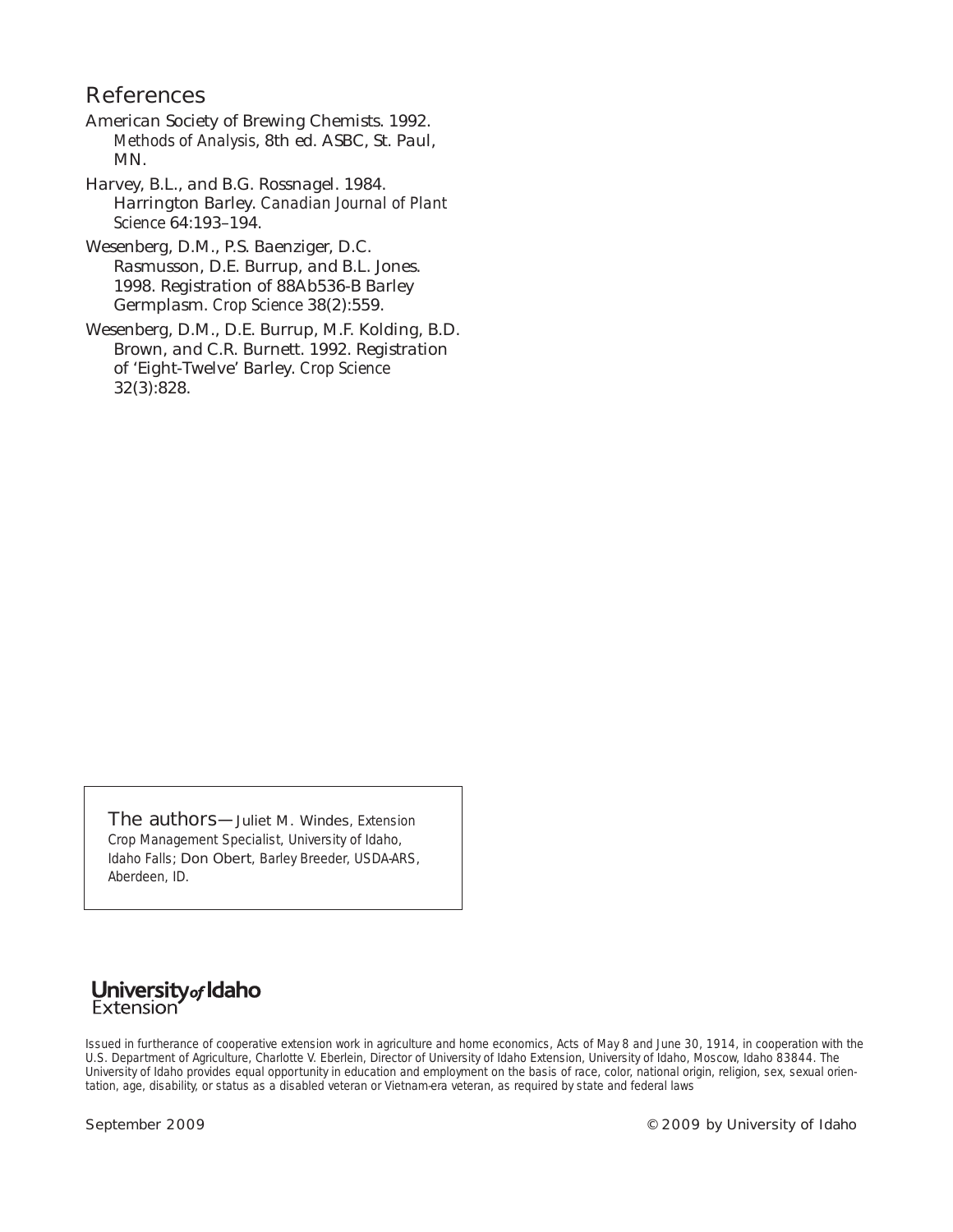## References

American Society of Brewing Chemists. 1992. *Methods of Analysis*, 8th ed. ASBC, St. Paul, MN.

Harvey, B.L., and B.G. Rossnagel. 1984. Harrington Barley. *Canadian Journal of Plant Science* 64:193–194.

Wesenberg, D.M., P.S. Baenziger, D.C. Rasmusson, D.E. Burrup, and B.L. Jones. 1998. Registration of 88Ab536-B Barley Germplasm. *Crop Science* 38(2):559.

Wesenberg, D.M., D.E. Burrup, M.F. Kolding, B.D. Brown, and C.R. Burnett. 1992. Registration of 'Eight-Twelve' Barley. *Crop Science* 32(3):828.

The authors—Juliet M. Windes, *Extension Crop Management Specialist, University of Idaho, Idaho Falls;* Don Obert, *Barley Breeder, USDA-ARS, Aberdeen, ID.*

University of Idaho Extension

Issued in furtherance of cooperative extension work in agriculture and home economics, Acts of May 8 and June 30, 1914, in cooperation with the U.S. Department of Agriculture, Charlotte V. Eberlein, Director of University of Idaho Extension, University of Idaho, Moscow, Idaho 83844. The University of Idaho provides equal opportunity in education and employment on the basis of race, color, national origin, religion, sex, sexual orientation, age, disability, or status as a disabled veteran or Vietnam-era veteran, as required by state and federal laws

September 2009

© 2009 by University of Idaho